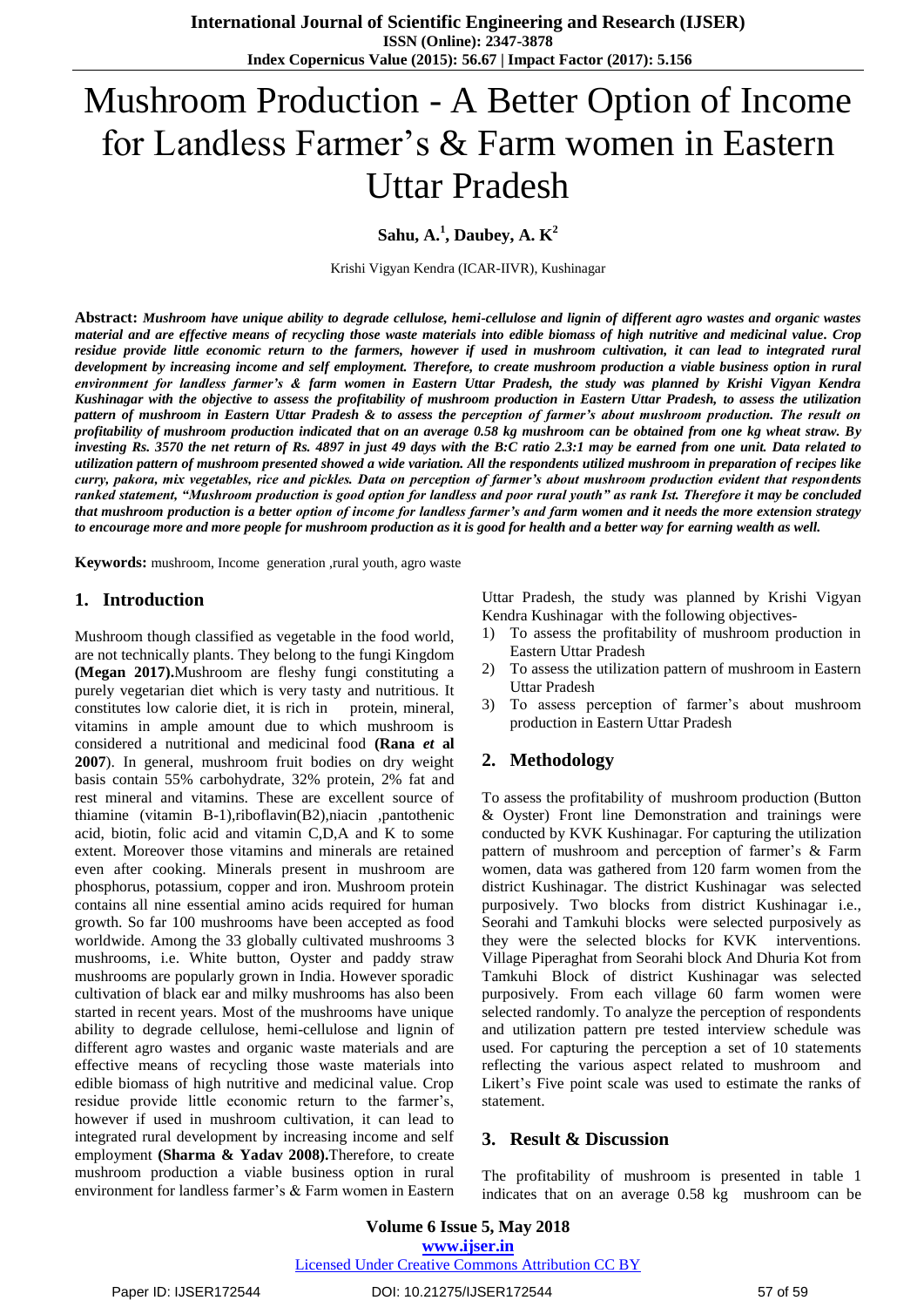# Mushroom Production - A Better Option of Income for Landless Farmer's & Farm women in Eastern Uttar Pradesh

**Sahu, A.[1], Daubey, A. K[2]**

Krishi Vigyan Kendra (ICAR-IIVR), Kushinagar

**Abstract:** ***Mushroom have unique ability to degrade cellulose, hemi-cellulose and lignin of different agro wastes and organic wastes material and are effective means of recycling those waste materials into edible biomass of high nutritive and medicinal value. Crop residue provide little economic return to the farmers, however if used in mushroom cultivation, it can lead to integrated rural development by increasing income and self employment. Therefore, to create mushroom production a viable business option in rural environment for landless farmer's & farm women in Eastern Uttar Pradesh, the study was planned by Krishi Vigyan Kendra Kushinagar with the objective to assess the profitability of mushroom production in Eastern Uttar Pradesh, to assess the utilization pattern of mushroom in Eastern Uttar Pradesh & to assess the perception of farmer's about mushroom production. The result on profitability of mushroom production indicated that on an average 0.58 kg mushroom can be obtained from one kg wheat straw. By investing Rs. 3570 the net return of Rs. 4897 in just 49 days with the B:C ratio 2.3:1 may be earned from one unit. Data related to utilization pattern of mushroom presented showed a wide variation. All the respondents utilized mushroom in preparation of recipes like curry, pakora, mix vegetables, rice and pickles. Data on perception of farmer's about mushroom production evident that respondents ranked statement, "Mushroom production is good option for landless and poor rural youth" as rank Ist. Therefore it may be concluded that mushroom production is a better option of income for landless farmer's and farm women and it needs the more extension strategy to encourage more and more people for mushroom production as it is good for health and a better way for earning wealth as well.***

**Keywords:** mushroom, Income generation ,rural youth, agro waste

## 1. Introduction

Mushroom though classified as vegetable in the food world, are not technically plants. They belong to the fungi Kingdom **(Megan 2017).**Mushroom are fleshy fungi constituting a purely vegetarian diet which is very tasty and nutritious. It constitutes low calorie diet, it is rich in protein, mineral, vitamins in ample amount due to which mushroom is considered a nutritional and medicinal food **(Rana *et* al 2007**). In general, mushroom fruit bodies on dry weight basis contain 55% carbohydrate, 32% protein, 2% fat and rest mineral and vitamins. These are excellent source of thiamine (vitamin B-1),riboflavin(B2),niacin ,pantothenic acid, biotin, folic acid and vitamin C,D,A and K to some extent. Moreover those vitamins and minerals are retained even after cooking. Minerals present in mushroom are phosphorus, potassium, copper and iron. Mushroom protein contains all nine essential amino acids required for human growth. So far 100 mushrooms have been accepted as food worldwide. Among the 33 globally cultivated mushrooms 3 mushrooms, i.e. White button, Oyster and paddy straw mushrooms are popularly grown in India. However sporadic cultivation of black ear and milky mushrooms has also been started in recent years. Most of the mushrooms have unique ability to degrade cellulose, hemi-cellulose and lignin of different agro wastes and organic waste materials and are effective means of recycling those waste materials into edible biomass of high nutritive and medicinal value. Crop residue provide little economic return to the farmer's, however if used in mushroom cultivation, it can lead to integrated rural development by increasing income and self employment **(Sharma & Yadav 2008).**Therefore, to create mushroom production a viable business option in rural environment for landless farmer's & Farm women in Eastern Uttar Pradesh, the study was planned by Krishi Vigyan Kendra Kushinagar with the following objectives-

1) To assess the profitability of mushroom production in Eastern Uttar Pradesh
2) To assess the utilization pattern of mushroom in Eastern Uttar Pradesh
3) To assess perception of farmer's about mushroom production in Eastern Uttar Pradesh

## 2. Methodology

To assess the profitability of mushroom production (Button & Oyster) Front line Demonstration and trainings were conducted by KVK Kushinagar. For capturing the utilization pattern of mushroom and perception of farmer's & Farm women, data was gathered from 120 farm women from the district Kushinagar. The district Kushinagar was selected purposively. Two blocks from district Kushinagar i.e., Seorahi and Tamkuhi blocks were selected purposively as they were the selected blocks for KVK interventions. Village Piperaghat from Seorahi block And Dhuria Kot from Tamkuhi Block of district Kushinagar was selected purposively. From each village 60 farm women were selected randomly. To analyze the perception of respondents and utilization pattern pre tested interview schedule was used. For capturing the perception a set of 10 statements reflecting the various aspect related to mushroom and Likert's Five point scale was used to estimate the ranks of statement.

## 3. Result & Discussion

The profitability of mushroom is presented in table 1 indicates that on an average 0.58 kg mushroom can be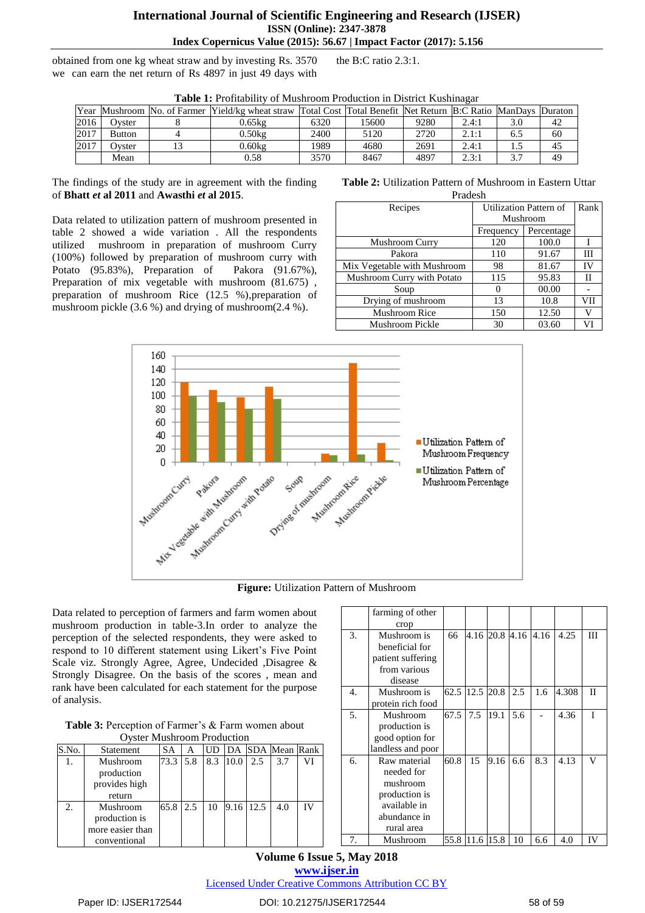obtained from one kg wheat straw and by investing Rs. 3570 we can earn the net return of Rs 4897 in just 49 days with the B:C ratio 2.3:1.

**Table 1:** Profitability of Mushroom Production in District Kushinagar

| Year | Mushroom | No. of Farmer | Yield/kg wheat straw | Total Cost | Total Benefit | Net Return | B:C Ratio | ManDays | Duraton |
|---|---|---|---|---|---|---|---|---|---|
| 2016 | Oyster | 8 | 0.65kg | 6320 | 15600 | 9280 | 2.4:1 | 3.0 | 42 |
| 2017 | Button | 4 | 0.50kg | 2400 | 5120 | 2720 | 2.1:1 | 6.5 | 60 |
| 2017 | Oyster | 13 | 0.60kg | 1989 | 4680 | 2691 | 2.4:1 | 1.5 | 45 |
| | Mean | | 0.58 | 3570 | 8467 | 4897 | 2.3:1 | 3.7 | 49 |

The findings of the study are in agreement with the finding of **Bhatt *et* al 2011** and **Awasthi *et* al 2015**.

Data related to utilization pattern of mushroom presented in table 2 showed a wide variation . All the respondents utilized mushroom in preparation of mushroom Curry (100%) followed by preparation of mushroom curry with Potato (95.83%), Preparation of Pakora (91.67%), Preparation of mix vegetable with mushroom (81.675) , preparation of mushroom Rice (12.5 %),preparation of mushroom pickle (3.6 %) and drying of mushroom(2.4 %).

**Table 2:** Utilization Pattern of Mushroom in Eastern Uttar Pradesh

| Recipes | Utilization Pattern of Mushroom | | Rank |
|---|---|---|---|
| | Frequency | Percentage | |
| Mushroom Curry | 120 | 100.0 | I |
| Pakora | 110 | 91.67 | III |
| Mix Vegetable with Mushroom | 98 | 81.67 | IV |
| Mushroom Curry with Potato | 115 | 95.83 | II |
| Soup | 0 | 00.00 | - |
| Drying of mushroom | 13 | 10.8 | VII |
| Mushroom Rice | 150 | 12.50 | V |
| Mushroom Pickle | 30 | 03.60 | VI |

**Figure:** Utilization Pattern of Mushroom

Data related to perception of farmers and farm women about mushroom production in table-3.In order to analyze the perception of the selected respondents, they were asked to respond to 10 different statement using Likert's Five Point Scale viz. Strongly Agree, Agree, Undecided ,Disagree & Strongly Disagree. On the basis of the scores , mean and rank have been calculated for each statement for the purpose of analysis.

**Table 3:** Perception of Farmer's & Farm women about Oyster Mushroom Production

| S.No. | Statement | SA | A | UD | DA | SDA | Mean | Rank |
|---|---|---|---|---|---|---|---|---|
| 1. | Mushroom production provides high return | 73.3 | 5.8 | 8.3 | 10.0 | 2.5 | 3.7 | VI |
| 2. | Mushroom production is more easier than conventional farming of other crop | 65.8 | 2.5 | 10 | 9.16 | 12.5 | 4.0 | IV |
| 3. | Mushroom is beneficial for patient suffering from various disease | 66 | 4.16 | 20.8 | 4.16 | 4.16 | 4.25 | III |
| 4. | Mushroom is protein rich food | 62.5 | 12.5 | 20.8 | 2.5 | 1.6 | 4.308 | II |
| 5. | Mushroom production is good option for landless and poor | 67.5 | 7.5 | 19.1 | 5.6 | - | 4.36 | I |
| 6. | Raw material needed for mushroom production is available in abundance in rural area | 60.8 | 15 | 9.16 | 6.6 | 8.3 | 4.13 | V |
| 7. | Mushroom | 55.8 | 11.6 | 15.8 | 10 | 6.6 | 4.0 | IV |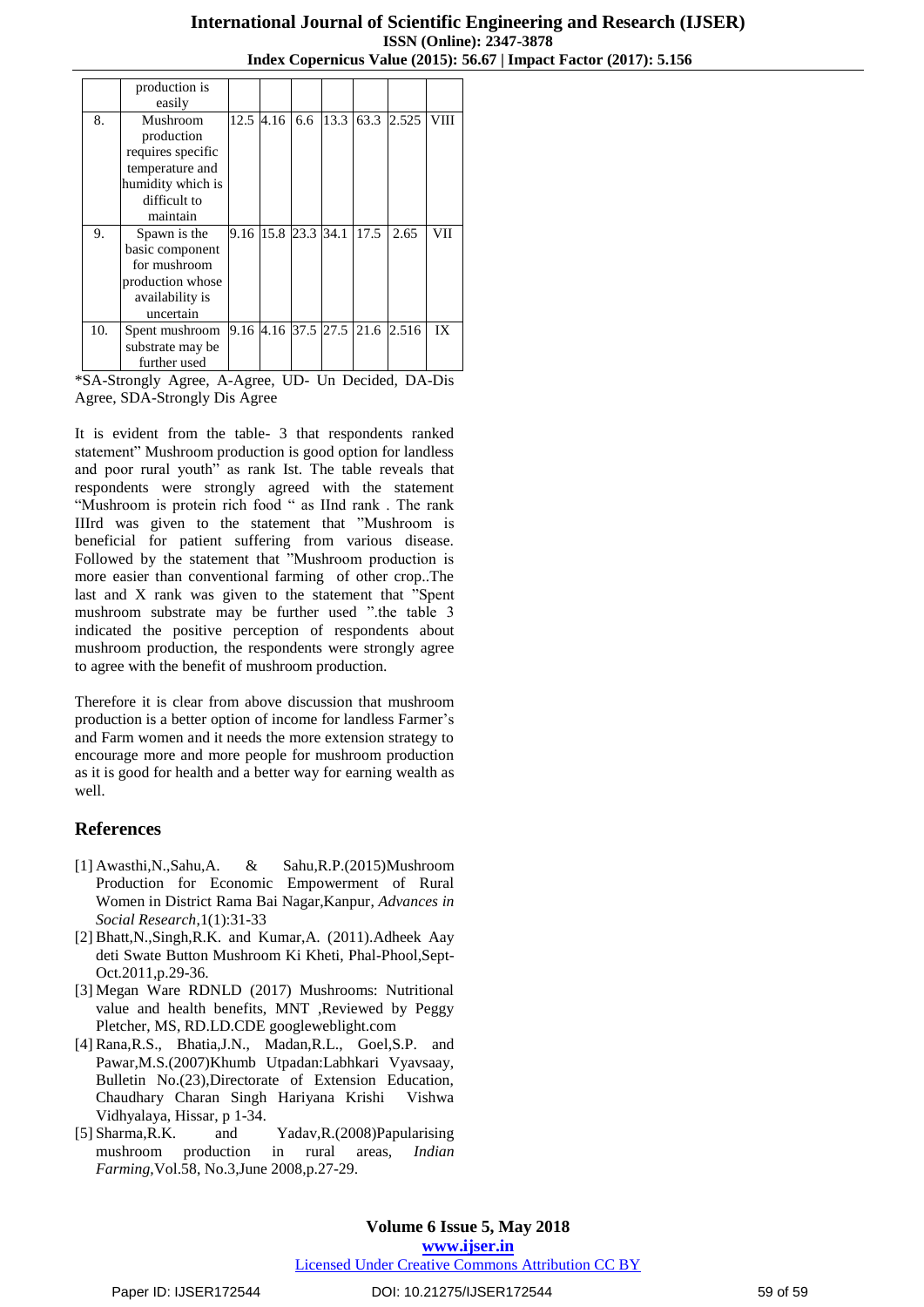| | | | | | | | | |
|---|---|---|---|---|---|---|---|---|
| | production is easily | | | | | | | |
| 8. | Mushroom production requires specific temperature and humidity which is difficult to maintain | 12.5 | 4.16 | 6.6 | 13.3 | 63.3 | 2.525 | VIII |
| 9. | Spawn is the basic component for mushroom production whose availability is uncertain | 9.16 | 15.8 | 23.3 | 34.1 | 17.5 | 2.65 | VII |
| 10. | Spent mushroom substrate may be further used | 9.16 | 4.16 | 37.5 | 27.5 | 21.6 | 2.516 | IX |

*SA-Strongly Agree, A-Agree, UD- Un Decided, DA-Dis Agree, SDA-Strongly Dis Agree

It is evident from the table- 3 that respondents ranked statement" Mushroom production is good option for landless and poor rural youth" as rank Ist. The table reveals that respondents were strongly agreed with the statement "Mushroom is protein rich food " as IInd rank . The rank IIIrd was given to the statement that "Mushroom is beneficial for patient suffering from various disease. Followed by the statement that "Mushroom production is more easier than conventional farming of other crop..The last and X rank was given to the statement that "Spent mushroom substrate may be further used ".the table 3 indicated the positive perception of respondents about mushroom production, the respondents were strongly agree to agree with the benefit of mushroom production.

Therefore it is clear from above discussion that mushroom production is a better option of income for landless Farmer's and Farm women and it needs the more extension strategy to encourage more and more people for mushroom production as it is good for health and a better way for earning wealth as well.

## References

[1] Awasthi,N.,Sahu,A. & Sahu,R.P.(2015)Mushroom Production for Economic Empowerment of Rural Women in District Rama Bai Nagar,Kanpur, *Advances in Social Research*,1(1):31-33

[2] Bhatt,N.,Singh,R.K. and Kumar,A. (2011).Adheek Aay deti Swate Button Mushroom Ki Kheti, Phal-Phool,Sept-Oct.2011,p.29-36.

[3] Megan Ware RDNLD (2017) Mushrooms: Nutritional value and health benefits, MNT ,Reviewed by Peggy Pletcher, MS, RD.LD.CDE googleweblight.com

[4] Rana,R.S., Bhatia,J.N., Madan,R.L., Goel,S.P. and Pawar,M.S.(2007)Khumb Utpadan:Labhkari Vyavsaay, Bulletin No.(23),Directorate of Extension Education, Chaudhary Charan Singh Hariyana Krishi Vishwa Vidhyalaya, Hissar, p 1-34.

[5] Sharma,R.K. and Yadav,R.(2008)Papularising mushroom production in rural areas, *Indian Farming*,Vol.58, No.3,June 2008,p.27-29.